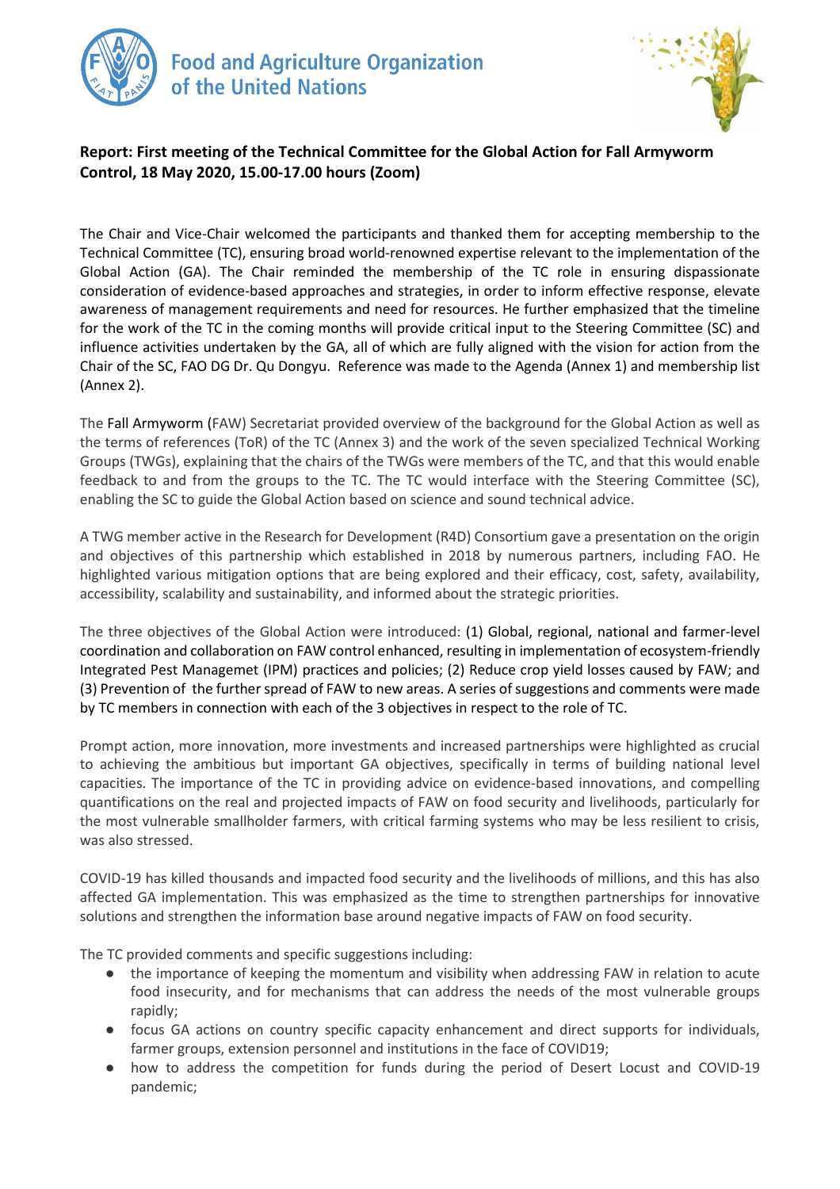**Report: First meeting of the Technical Committee for the Global Action for Fall Armyworm Control, 18 May 2020, 15.00-17.00 hours (Zoom)**

The Chair and Vice-Chair welcomed the participants and thanked them for accepting membership to the Technical Committee (TC), ensuring broad world-renowned expertise relevant to the implementation of the Global Action (GA). The Chair reminded the membership of the TC role in ensuring dispassionate consideration of evidence-based approaches and strategies, in order to inform effective response, elevate awareness of management requirements and need for resources. He further emphasized that the timeline for the work of the TC in the coming months will provide critical input to the Steering Committee (SC) and influence activities undertaken by the GA, all of which are fully aligned with the vision for action from the Chair of the SC, FAO DG Dr. Qu Dongyu. Reference was made to the Agenda (Annex 1) and membership list (Annex 2).

The Fall Armyworm (FAW) Secretariat provided overview of the background for the Global Action as well as the terms of references (ToR) of the TC (Annex 3) and the work of the seven specialized Technical Working Groups (TWGs), explaining that the chairs of the TWGs were members of the TC, and that this would enable feedback to and from the groups to the TC. The TC would interface with the Steering Committee (SC), enabling the SC to guide the Global Action based on science and sound technical advice.

A TWG member active in the Research for Development (R4D) Consortium gave a presentation on the origin and objectives of this partnership which established in 2018 by numerous partners, including FAO. He highlighted various mitigation options that are being explored and their efficacy, cost, safety, availability, accessibility, scalability and sustainability, and informed about the strategic priorities.

The three objectives of the Global Action were introduced: (1) Global, regional, national and farmer-level coordination and collaboration on FAW control enhanced, resulting in implementation of ecosystem-friendly Integrated Pest Managemet (IPM) practices and policies; (2) Reduce crop yield losses caused by FAW; and (3) Prevention of the further spread of FAW to new areas. A series of suggestions and comments were made by TC members in connection with each of the 3 objectives in respect to the role of TC.

Prompt action, more innovation, more investments and increased partnerships were highlighted as crucial to achieving the ambitious but important GA objectives, specifically in terms of building national level capacities. The importance of the TC in providing advice on evidence-based innovations, and compelling quantifications on the real and projected impacts of FAW on food security and livelihoods, particularly for the most vulnerable smallholder farmers, with critical farming systems who may be less resilient to crisis, was also stressed.

COVID-19 has killed thousands and impacted food security and the livelihoods of millions, and this has also affected GA implementation. This was emphasized as the time to strengthen partnerships for innovative solutions and strengthen the information base around negative impacts of FAW on food security.

The TC provided comments and specific suggestions including:

- the importance of keeping the momentum and visibility when addressing FAW in relation to acute food insecurity, and for mechanisms that can address the needs of the most vulnerable groups rapidly;
- focus GA actions on country specific capacity enhancement and direct supports for individuals, farmer groups, extension personnel and institutions in the face of COVID19;
- how to address the competition for funds during the period of Desert Locust and COVID-19 pandemic;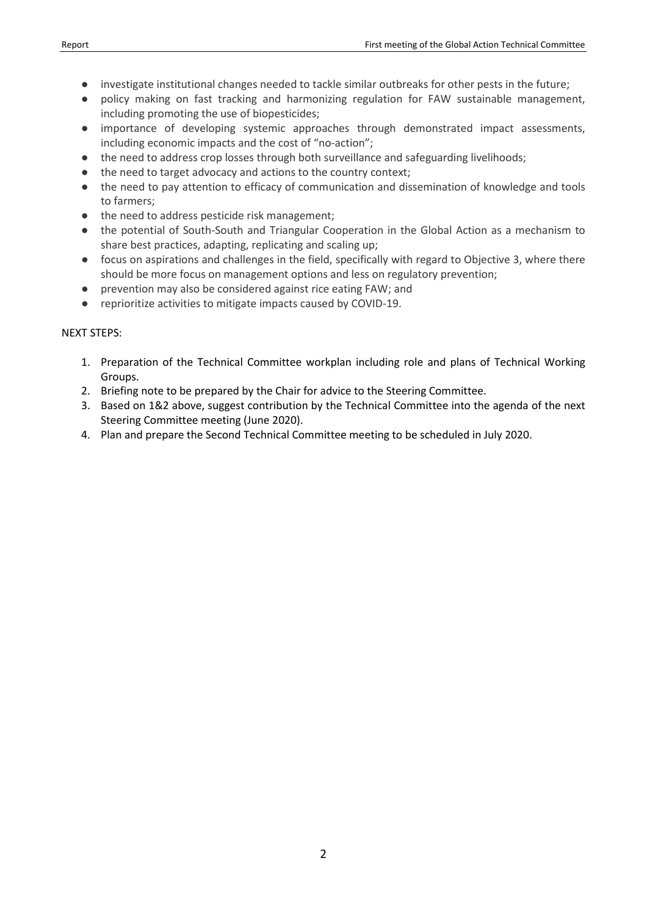- investigate institutional changes needed to tackle similar outbreaks for other pests in the future;
- policy making on fast tracking and harmonizing regulation for FAW sustainable management, including promoting the use of biopesticides;
- importance of developing systemic approaches through demonstrated impact assessments, including economic impacts and the cost of "no-action";
- the need to address crop losses through both surveillance and safeguarding livelihoods;
- the need to target advocacy and actions to the country context;
- the need to pay attention to efficacy of communication and dissemination of knowledge and tools to farmers;
- the need to address pesticide risk management;
- the potential of South-South and Triangular Cooperation in the Global Action as a mechanism to share best practices, adapting, replicating and scaling up;
- focus on aspirations and challenges in the field, specifically with regard to Objective 3, where there should be more focus on management options and less on regulatory prevention;
- prevention may also be considered against rice eating FAW; and
- reprioritize activities to mitigate impacts caused by COVID-19.

NEXT STEPS:

1. Preparation of the Technical Committee workplan including role and plans of Technical Working Groups.
2. Briefing note to be prepared by the Chair for advice to the Steering Committee.
3. Based on 1&2 above, suggest contribution by the Technical Committee into the agenda of the next Steering Committee meeting (June 2020).
4. Plan and prepare the Second Technical Committee meeting to be scheduled in July 2020.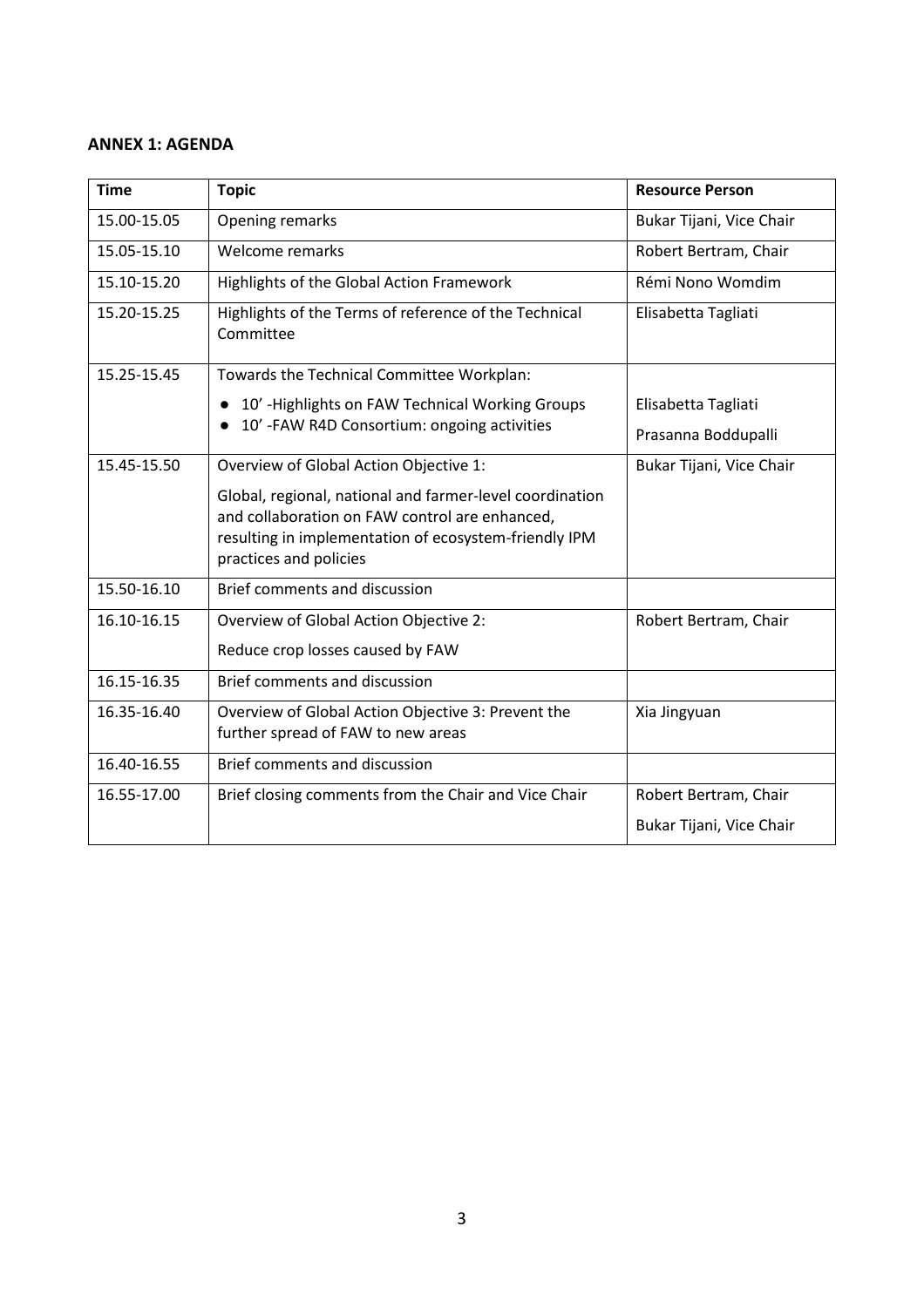**ANNEX 1: AGENDA**

| Time | Topic | Resource Person |
|---|---|---|
| 15.00-15.05 | Opening remarks | Bukar Tijani, Vice Chair |
| 15.05-15.10 | Welcome remarks | Robert Bertram, Chair |
| 15.10-15.20 | Highlights of the Global Action Framework | Rémi Nono Womdim |
| 15.20-15.25 | Highlights of the Terms of reference of the Technical Committee | Elisabetta Tagliati |
| 15.25-15.45 | Towards the Technical Committee Workplan:<br>● 10' -Highlights on FAW Technical Working Groups<br>● 10' -FAW R4D Consortium: ongoing activities | Elisabetta Tagliati<br>Prasanna Boddupalli |
| 15.45-15.50 | Overview of Global Action Objective 1:<br>Global, regional, national and farmer-level coordination and collaboration on FAW control are enhanced, resulting in implementation of ecosystem-friendly IPM practices and policies | Bukar Tijani, Vice Chair |
| 15.50-16.10 | Brief comments and discussion | |
| 16.10-16.15 | Overview of Global Action Objective 2:<br>Reduce crop losses caused by FAW | Robert Bertram, Chair |
| 16.15-16.35 | Brief comments and discussion | |
| 16.35-16.40 | Overview of Global Action Objective 3: Prevent the further spread of FAW to new areas | Xia Jingyuan |
| 16.40-16.55 | Brief comments and discussion | |
| 16.55-17.00 | Brief closing comments from the Chair and Vice Chair | Robert Bertram, Chair<br>Bukar Tijani, Vice Chair |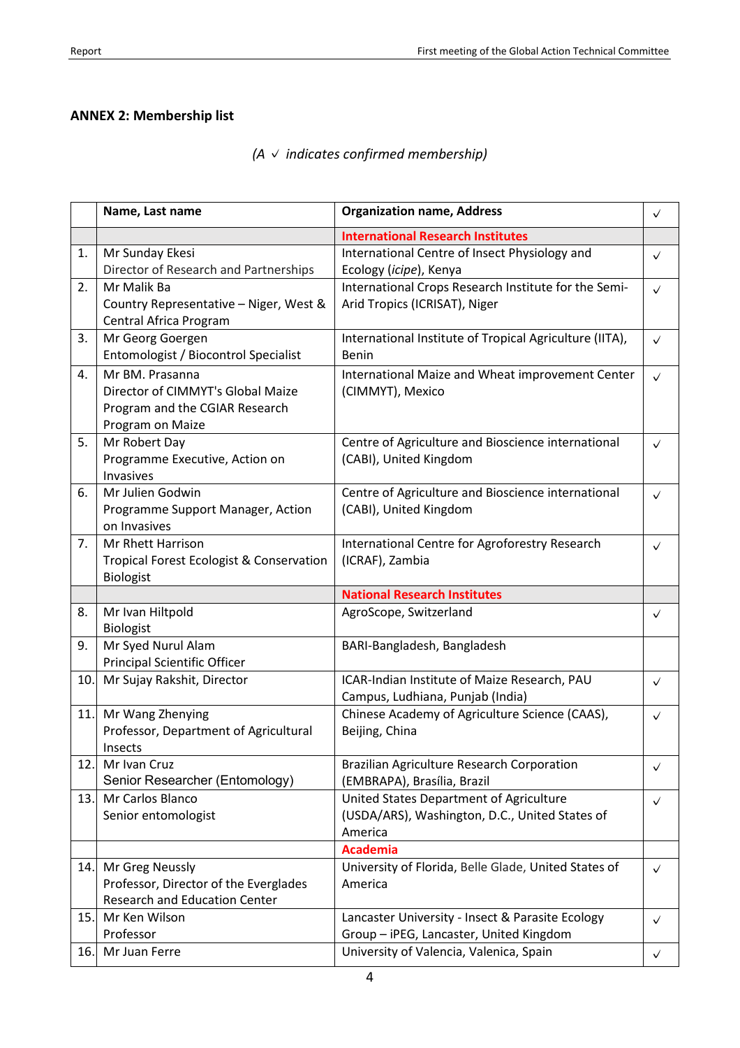## ANNEX 2: Membership list

*(A ✓ indicates confirmed membership)*

| | Name, Last name | Organization name, Address | ✓ |
|---|---|---|---|
| | | **International Research Institutes** | |
| 1. | Mr Sunday Ekesi<br>Director of Research and Partnerships | International Centre of Insect Physiology and Ecology (*icipe*), Kenya | ✓ |
| 2. | Mr Malik Ba<br>Country Representative – Niger, West & Central Africa Program | International Crops Research Institute for the Semi-Arid Tropics (ICRISAT), Niger | ✓ |
| 3. | Mr Georg Goergen<br>Entomologist / Biocontrol Specialist | International Institute of Tropical Agriculture (IITA), Benin | ✓ |
| 4. | Mr BM. Prasanna<br>Director of CIMMYT's Global Maize Program and the CGIAR Research Program on Maize | International Maize and Wheat improvement Center (CIMMYT), Mexico | ✓ |
| 5. | Mr Robert Day<br>Programme Executive, Action on Invasives | Centre of Agriculture and Bioscience international (CABI), United Kingdom | ✓ |
| 6. | Mr Julien Godwin<br>Programme Support Manager, Action on Invasives | Centre of Agriculture and Bioscience international (CABI), United Kingdom | ✓ |
| 7. | Mr Rhett Harrison<br>Tropical Forest Ecologist & Conservation Biologist | International Centre for Agroforestry Research (ICRAF), Zambia | ✓ |
| | | **National Research Institutes** | |
| 8. | Mr Ivan Hiltpold<br>Biologist | AgroScope, Switzerland | ✓ |
| 9. | Mr Syed Nurul Alam<br>Principal Scientific Officer | BARI-Bangladesh, Bangladesh | |
| 10. | Mr Sujay Rakshit, Director | ICAR-Indian Institute of Maize Research, PAU Campus, Ludhiana, Punjab (India) | ✓ |
| 11. | Mr Wang Zhenying<br>Professor, Department of Agricultural Insects | Chinese Academy of Agriculture Science (CAAS), Beijing, China | ✓ |
| 12. | Mr Ivan Cruz<br>Senior Researcher (Entomology) | Brazilian Agriculture Research Corporation (EMBRAPA), Brasília, Brazil | ✓ |
| 13. | Mr Carlos Blanco<br>Senior entomologist | United States Department of Agriculture (USDA/ARS), Washington, D.C., United States of America | ✓ |
| | | **Academia** | |
| 14. | Mr Greg Neussly<br>Professor, Director of the Everglades Research and Education Center | University of Florida, Belle Glade, United States of America | ✓ |
| 15. | Mr Ken Wilson<br>Professor | Lancaster University - Insect & Parasite Ecology Group – iPEG, Lancaster, United Kingdom | ✓ |
| 16. | Mr Juan Ferre | University of Valencia, Valenica, Spain | ✓ |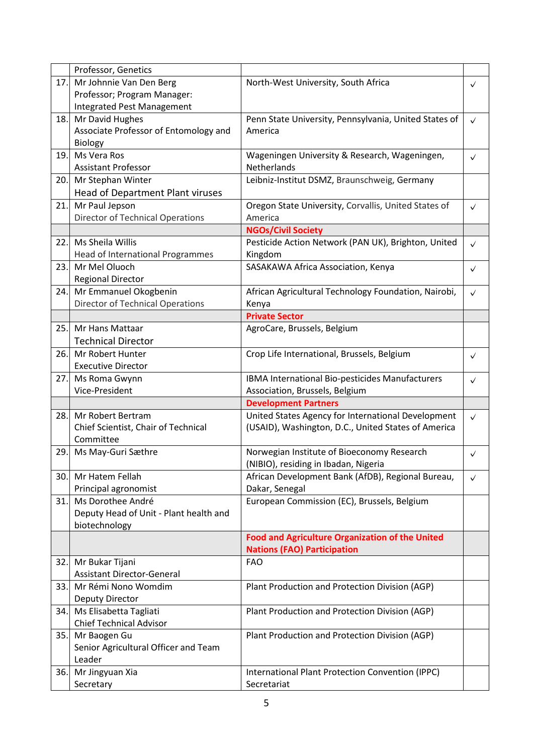| | | | |
|---|---|---|---|
| | Professor, Genetics | | |
| 17. | Mr Johnnie Van Den Berg<br>Professor; Program Manager: Integrated Pest Management | North-West University, South Africa | √ |
| 18. | Mr David Hughes<br>Associate Professor of Entomology and Biology | Penn State University, Pennsylvania, United States of America | √ |
| 19. | Ms Vera Ros<br>Assistant Professor | Wageningen University & Research, Wageningen, Netherlands | √ |
| 20. | Mr Stephan Winter<br>Head of Department Plant viruses | Leibniz-Institut DSMZ, Braunschweig, Germany | |
| 21. | Mr Paul Jepson<br>Director of Technical Operations | Oregon State University, Corvallis, United States of America | √ |
| | | **NGOs/Civil Society** | |
| 22. | Ms Sheila Willis<br>Head of International Programmes | Pesticide Action Network (PAN UK), Brighton, United Kingdom | √ |
| 23. | Mr Mel Oluoch<br>Regional Director | SASAKAWA Africa Association, Kenya | √ |
| 24. | Mr Emmanuel Okogbenin<br>Director of Technical Operations | African Agricultural Technology Foundation, Nairobi, Kenya | √ |
| | | **Private Sector** | |
| 25. | Mr Hans Mattaar<br>Technical Director | AgroCare, Brussels, Belgium | |
| 26. | Mr Robert Hunter<br>Executive Director | Crop Life International, Brussels, Belgium | √ |
| 27. | Ms Roma Gwynn<br>Vice-President | IBMA International Bio-pesticides Manufacturers Association, Brussels, Belgium | √ |
| | | **Development Partners** | |
| 28. | Mr Robert Bertram<br>Chief Scientist, Chair of Technical Committee | United States Agency for International Development (USAID), Washington, D.C., United States of America | √ |
| 29. | Ms May-Guri Sæthre | Norwegian Institute of Bioeconomy Research (NIBIO), residing in Ibadan, Nigeria | √ |
| 30. | Mr Hatem Fellah<br>Principal agronomist | African Development Bank (AfDB), Regional Bureau, Dakar, Senegal | √ |
| 31. | Ms Dorothee André<br>Deputy Head of Unit - Plant health and biotechnology | European Commission (EC), Brussels, Belgium | |
| | | **Food and Agriculture Organization of the United Nations (FAO) Participation** | |
| 32. | Mr Bukar Tijani<br>Assistant Director-General | FAO | |
| 33. | Mr Rémi Nono Womdim<br>Deputy Director | Plant Production and Protection Division (AGP) | |
| 34. | Ms Elisabetta Tagliati<br>Chief Technical Advisor | Plant Production and Protection Division (AGP) | |
| 35. | Mr Baogen Gu<br>Senior Agricultural Officer and Team Leader | Plant Production and Protection Division (AGP) | |
| 36. | Mr Jingyuan Xia<br>Secretary | International Plant Protection Convention (IPPC) Secretariat | |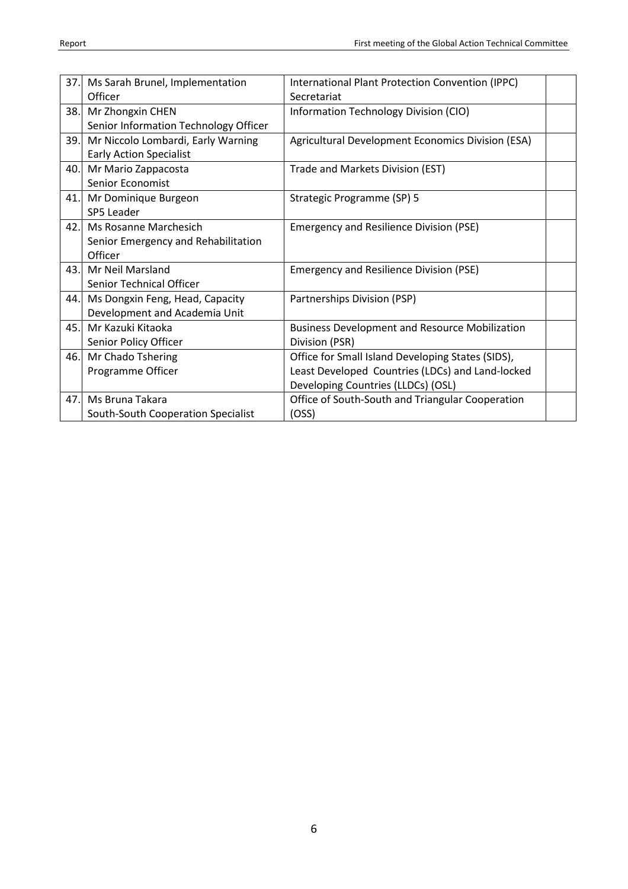| | | | |
|---|---|---|---|
| 37. | Ms Sarah Brunel, Implementation Officer | International Plant Protection Convention (IPPC) Secretariat | |
| 38. | Mr Zhongxin CHEN<br>Senior Information Technology Officer | Information Technology Division (CIO) | |
| 39. | Mr Niccolo Lombardi, Early Warning Early Action Specialist | Agricultural Development Economics Division (ESA) | |
| 40. | Mr Mario Zappacosta<br>Senior Economist | Trade and Markets Division (EST) | |
| 41. | Mr Dominique Burgeon<br>SP5 Leader | Strategic Programme (SP) 5 | |
| 42. | Ms Rosanne Marchesich<br>Senior Emergency and Rehabilitation Officer | Emergency and Resilience Division (PSE) | |
| 43. | Mr Neil Marsland<br>Senior Technical Officer | Emergency and Resilience Division (PSE) | |
| 44. | Ms Dongxin Feng, Head, Capacity Development and Academia Unit | Partnerships Division (PSP) | |
| 45. | Mr Kazuki Kitaoka<br>Senior Policy Officer | Business Development and Resource Mobilization Division (PSR) | |
| 46. | Mr Chado Tshering<br>Programme Officer | Office for Small Island Developing States (SIDS), Least Developed Countries (LDCs) and Land-locked Developing Countries (LLDCs) (OSL) | |
| 47. | Ms Bruna Takara<br>South-South Cooperation Specialist | Office of South-South and Triangular Cooperation (OSS) | |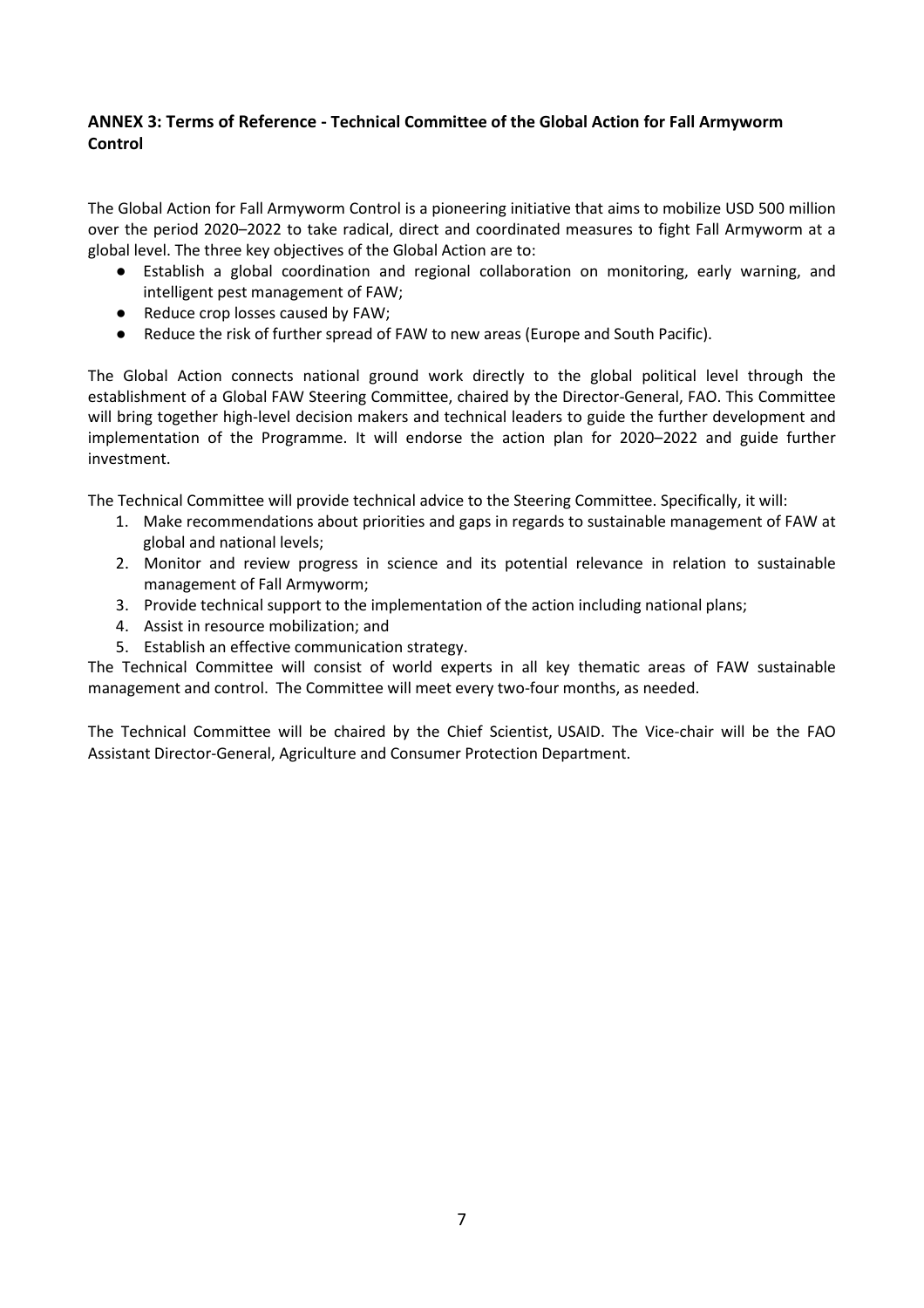## ANNEX 3: Terms of Reference - Technical Committee of the Global Action for Fall Armyworm Control

The Global Action for Fall Armyworm Control is a pioneering initiative that aims to mobilize USD 500 million over the period 2020–2022 to take radical, direct and coordinated measures to fight Fall Armyworm at a global level. The three key objectives of the Global Action are to:

- Establish a global coordination and regional collaboration on monitoring, early warning, and intelligent pest management of FAW;
- Reduce crop losses caused by FAW;
- Reduce the risk of further spread of FAW to new areas (Europe and South Pacific).

The Global Action connects national ground work directly to the global political level through the establishment of a Global FAW Steering Committee, chaired by the Director-General, FAO. This Committee will bring together high-level decision makers and technical leaders to guide the further development and implementation of the Programme. It will endorse the action plan for 2020–2022 and guide further investment.

The Technical Committee will provide technical advice to the Steering Committee. Specifically, it will:

1. Make recommendations about priorities and gaps in regards to sustainable management of FAW at global and national levels;
2. Monitor and review progress in science and its potential relevance in relation to sustainable management of Fall Armyworm;
3. Provide technical support to the implementation of the action including national plans;
4. Assist in resource mobilization; and
5. Establish an effective communication strategy.

The Technical Committee will consist of world experts in all key thematic areas of FAW sustainable management and control. The Committee will meet every two-four months, as needed.

The Technical Committee will be chaired by the Chief Scientist, USAID. The Vice-chair will be the FAO Assistant Director-General, Agriculture and Consumer Protection Department.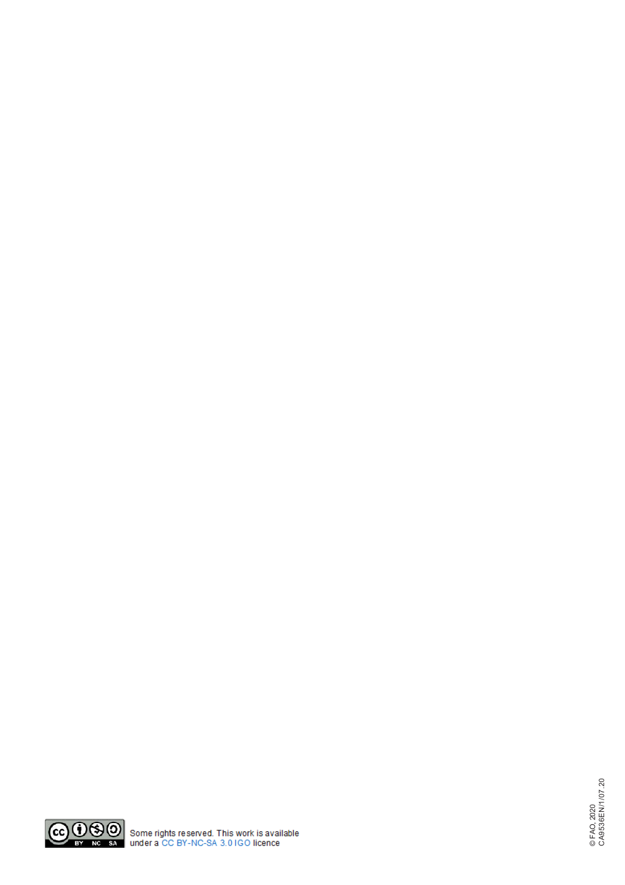Some rights reserved. This work is available under a CC BY-NC-SA 3.0 IGO licence

© FAO, 2020
CA9536EN/1/07.20